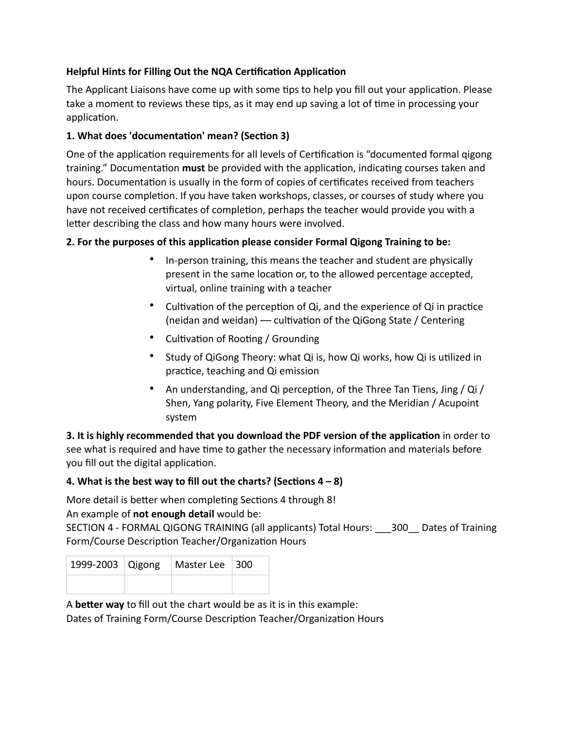**Helpful Hints for Filling Out the NQA Certification Application**

The Applicant Liaisons have come up with some tips to help you fill out your application. Please take a moment to reviews these tips, as it may end up saving a lot of time in processing your application.

**1. What does 'documentation' mean? (Section 3)**

One of the application requirements for all levels of Certification is "documented formal qigong training." Documentation **must** be provided with the application, indicating courses taken and hours. Documentation is usually in the form of copies of certificates received from teachers upon course completion. If you have taken workshops, classes, or courses of study where you have not received certificates of completion, perhaps the teacher would provide you with a letter describing the class and how many hours were involved.

**2. For the purposes of this application please consider Formal Qigong Training to be:**

- In-person training, this means the teacher and student are physically present in the same location or, to the allowed percentage accepted, virtual, online training with a teacher
- Cultivation of the perception of Qi, and the experience of Qi in practice (neidan and weidan) — cultivation of the QiGong State / Centering
- Cultivation of Rooting / Grounding
- Study of QiGong Theory: what Qi is, how Qi works, how Qi is utilized in practice, teaching and Qi emission
- An understanding, and Qi perception, of the Three Tan Tiens, Jing / Qi / Shen, Yang polarity, Five Element Theory, and the Meridian / Acupoint system

**3. It is highly recommended that you download the PDF version of the application** in order to see what is required and have time to gather the necessary information and materials before you fill out the digital application.

**4. What is the best way to fill out the charts? (Sections 4 – 8)**

More detail is better when completing Sections 4 through 8!
An example of **not enough detail** would be:
SECTION 4 - FORMAL QIGONG TRAINING (all applicants) Total Hours: ___300__ Dates of Training Form/Course Description Teacher/Organization Hours

| 1999-2003 | Qigong | Master Lee | 300 |
|---|---|---|---|
| | | | |

A **better way** to fill out the chart would be as it is in this example:
Dates of Training Form/Course Description Teacher/Organization Hours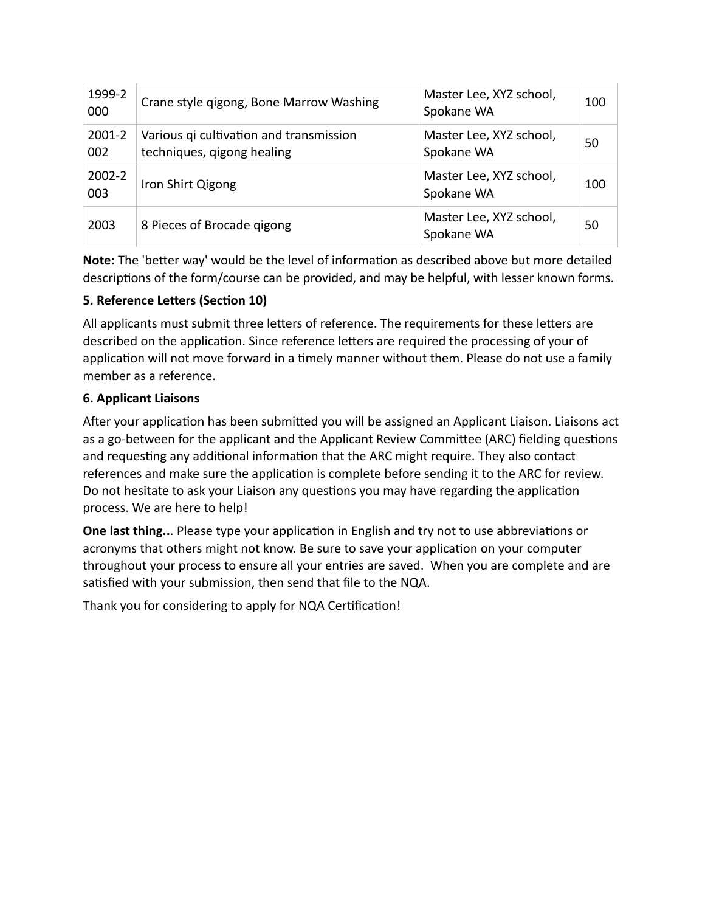| | | | |
|---|---|---|---|
| 1999-2000 | Crane style qigong, Bone Marrow Washing | Master Lee, XYZ school, Spokane WA | 100 |
| 2001-2002 | Various qi cultivation and transmission techniques, qigong healing | Master Lee, XYZ school, Spokane WA | 50 |
| 2002-2003 | Iron Shirt Qigong | Master Lee, XYZ school, Spokane WA | 100 |
| 2003 | 8 Pieces of Brocade qigong | Master Lee, XYZ school, Spokane WA | 50 |

**Note:** The 'better way' would be the level of information as described above but more detailed descriptions of the form/course can be provided, and may be helpful, with lesser known forms.

**5. Reference Letters (Section 10)**

All applicants must submit three letters of reference. The requirements for these letters are described on the application. Since reference letters are required the processing of your of application will not move forward in a timely manner without them. Please do not use a family member as a reference.

**6. Applicant Liaisons**

After your application has been submitted you will be assigned an Applicant Liaison. Liaisons act as a go-between for the applicant and the Applicant Review Committee (ARC) fielding questions and requesting any additional information that the ARC might require. They also contact references and make sure the application is complete before sending it to the ARC for review. Do not hesitate to ask your Liaison any questions you may have regarding the application process. We are here to help!

**One last thing..**. Please type your application in English and try not to use abbreviations or acronyms that others might not know. Be sure to save your application on your computer throughout your process to ensure all your entries are saved. When you are complete and are satisfied with your submission, then send that file to the NQA.

Thank you for considering to apply for NQA Certification!